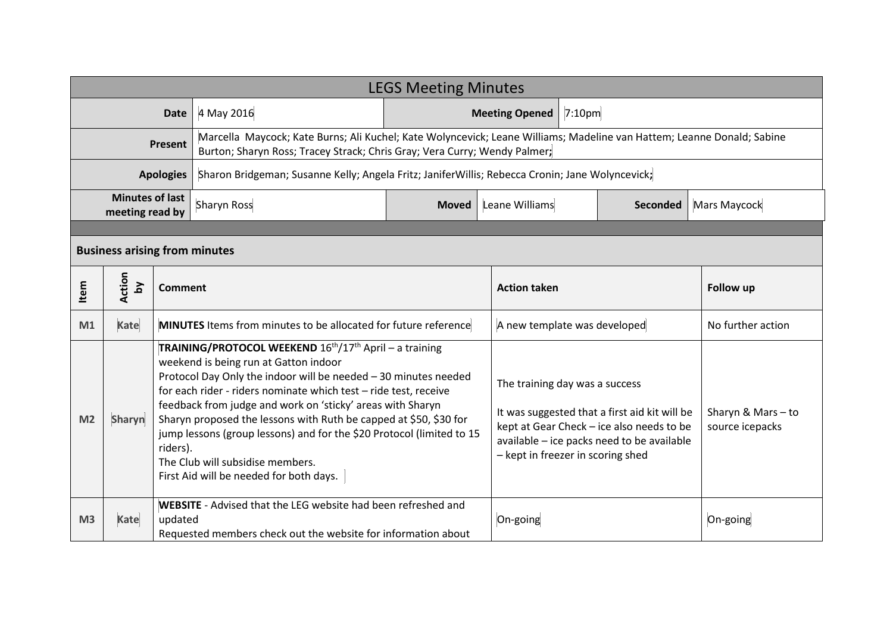# LEGS Meeting Minutes

| | | | | | |
|---|---|---|---|---|---|
| **Date** | 4 May 2016 | **Meeting Opened** | 7:10pm | | |
| **Present** | Marcella Maycock; Kate Burns; Ali Kuchel; Kate Wolyncevick; Leane Williams; Madeline van Hattem; Leanne Donald; Sabine Burton; Sharyn Ross; Tracey Strack; Chris Gray; Vera Curry; Wendy Palmer; | | | | |
| **Apologies** | Sharon Bridgeman; Susanne Kelly; Angela Fritz; JaniferWillis; Rebecca Cronin; Jane Wolyncevick; | | | | |
| **Minutes of last meeting read by** | Sharyn Ross | **Moved** | Leane Williams | **Seconded** | Mars Maycock |

## Business arising from minutes

| Item | Action by | Comment | Action taken | Follow up |
|---|---|---|---|---|
| M1 | Kate | **MINUTES** Items from minutes to be allocated for future reference | A new template was developed | No further action |
| M2 | Sharyn | **TRAINING/PROTOCOL WEEKEND** 16th/17th April – a training weekend is being run at Gatton indoor<br>Protocol Day Only the indoor will be needed – 30 minutes needed for each rider - riders nominate which test – ride test, receive feedback from judge and work on 'sticky' areas with Sharyn<br>Sharyn proposed the lessons with Ruth be capped at $50, $30 for jump lessons (group lessons) and for the $20 Protocol (limited to 15 riders).<br>The Club will subsidise members.<br>First Aid will be needed for both days. | The training day was a success<br><br>It was suggested that a first aid kit will be kept at Gear Check – ice also needs to be available – ice packs need to be available – kept in freezer in scoring shed | Sharyn & Mars – to source icepacks |
| M3 | Kate | **WEBSITE** - Advised that the LEG website had been refreshed and updated<br>Requested members check out the website for information about | On-going | On-going |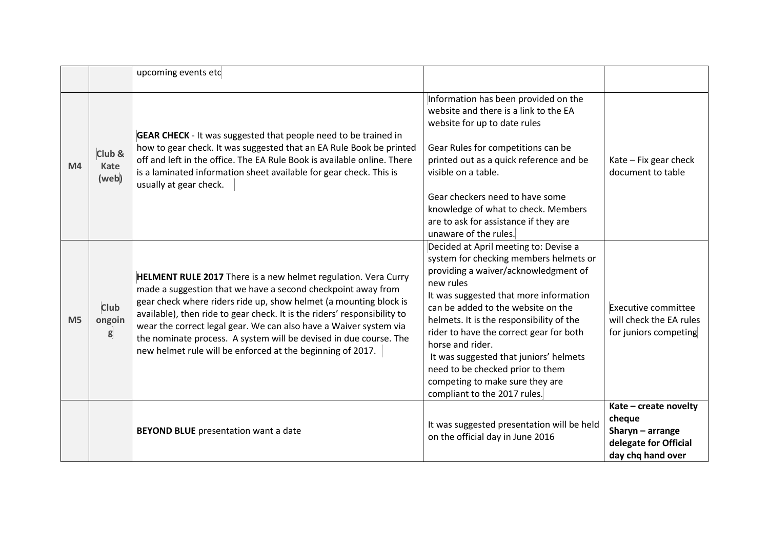| | | | | |
|---|---|---|---|---|
| | | upcoming events etc | | |
| **M4** | **Club & Kate (web)** | **GEAR CHECK** - It was suggested that people need to be trained in how to gear check. It was suggested that an EA Rule Book be printed off and left in the office. The EA Rule Book is available online. There is a laminated information sheet available for gear check. This is usually at gear check. | Information has been provided on the website and there is a link to the EA website for up to date rules<br><br>Gear Rules for competitions can be printed out as a quick reference and be visible on a table.<br><br>Gear checkers need to have some knowledge of what to check. Members are to ask for assistance if they are unaware of the rules. | Kate – Fix gear check document to table |
| **M5** | **Club ongoing** | **HELMENT RULE 2017** There is a new helmet regulation. Vera Curry made a suggestion that we have a second checkpoint away from gear check where riders ride up, show helmet (a mounting block is available), then ride to gear check. It is the riders' responsibility to wear the correct legal gear. We can also have a Waiver system via the nominate process. A system will be devised in due course. The new helmet rule will be enforced at the beginning of 2017. | Decided at April meeting to: Devise a system for checking members helmets or providing a waiver/acknowledgment of new rules<br>It was suggested that more information can be added to the website on the helmets. It is the responsibility of the rider to have the correct gear for both horse and rider.<br>It was suggested that juniors' helmets need to be checked prior to them competing to make sure they are compliant to the 2017 rules. | Executive committee will check the EA rules for juniors competing |
| | | **BEYOND BLUE** presentation want a date | It was suggested presentation will be held on the official day in June 2016 | **Kate – create novelty cheque**<br>**Sharyn – arrange delegate for Official day chq hand over** |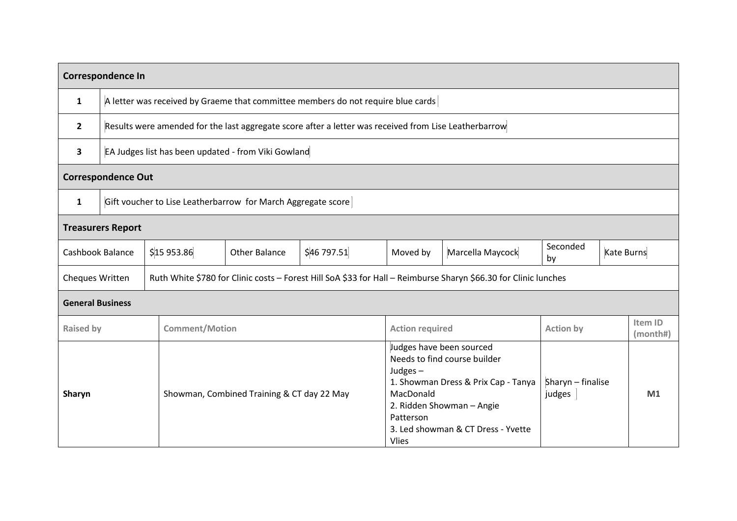## Correspondence In

| | |
|---|---|
| 1 | A letter was received by Graeme that committee members do not require blue cards |
| 2 | Results were amended for the last aggregate score after a letter was received from Lise Leatherbarrow |
| 3 | EA Judges list has been updated - from Viki Gowland |

## Correspondence Out

| | |
|---|---|
| 1 | Gift voucher to Lise Leatherbarrow for March Aggregate score |

## Treasurers Report

| Cashbook Balance | $15 953.86 | Other Balance | $46 797.51 | Moved by | Marcella Maycock | Seconded by | Kate Burns |
|---|---|---|---|---|---|---|---|
| Cheques Written | Ruth White $780 for Clinic costs – Forest Hill SoA $33 for Hall – Reimburse Sharyn $66.30 for Clinic lunches | | | | | | |

## General Business

| Raised by | Comment/Motion | Action required | Action by | Item ID (month#) |
|---|---|---|---|---|
| **Sharyn** | Showman, Combined Training & CT day 22 May | Judges have been sourced<br>Needs to find course builder<br>Judges –<br>1. Showman Dress & Prix Cap - Tanya MacDonald<br>2. Ridden Showman – Angie Patterson<br>3. Led showman & CT Dress - Yvette Vlies | Sharyn – finalise judges | **M1** |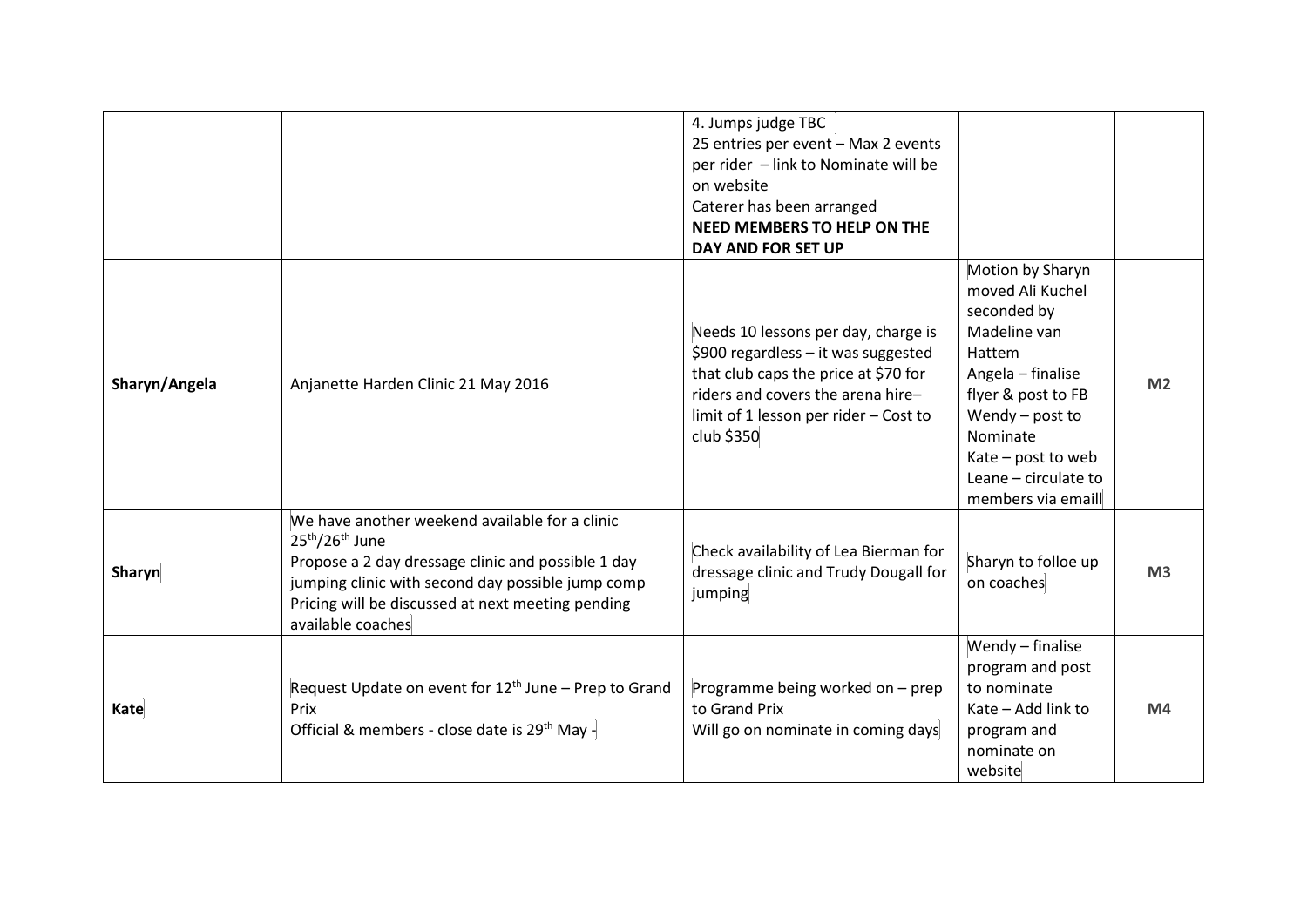| | | | | |
|---|---|---|---|---|
| | | 4. Jumps judge TBC<br>25 entries per event – Max 2 events per rider – link to Nominate will be on website<br>Caterer has been arranged<br>**NEED MEMBERS TO HELP ON THE DAY AND FOR SET UP** | | |
| **Sharyn/Angela** | Anjanette Harden Clinic 21 May 2016 | Needs 10 lessons per day, charge is $900 regardless – it was suggested that club caps the price at $70 for riders and covers the arena hire– limit of 1 lesson per rider – Cost to club $350 | Motion by Sharyn moved Ali Kuchel seconded by Madeline van Hattem<br>Angela – finalise flyer & post to FB<br>Wendy – post to Nominate<br>Kate – post to web<br>Leane – circulate to members via emaill | **M2** |
| **Sharyn** | We have another weekend available for a clinic 25th/26th June<br>Propose a 2 day dressage clinic and possible 1 day jumping clinic with second day possible jump comp<br>Pricing will be discussed at next meeting pending available coaches | Check availability of Lea Bierman for dressage clinic and Trudy Dougall for jumping | Sharyn to folloe up on coaches | **M3** |
| **Kate** | Request Update on event for 12th June – Prep to Grand Prix<br>Official & members - close date is 29th May - | Programme being worked on – prep to Grand Prix<br>Will go on nominate in coming days | Wendy – finalise program and post to nominate<br>Kate – Add link to program and nominate on website | **M4** |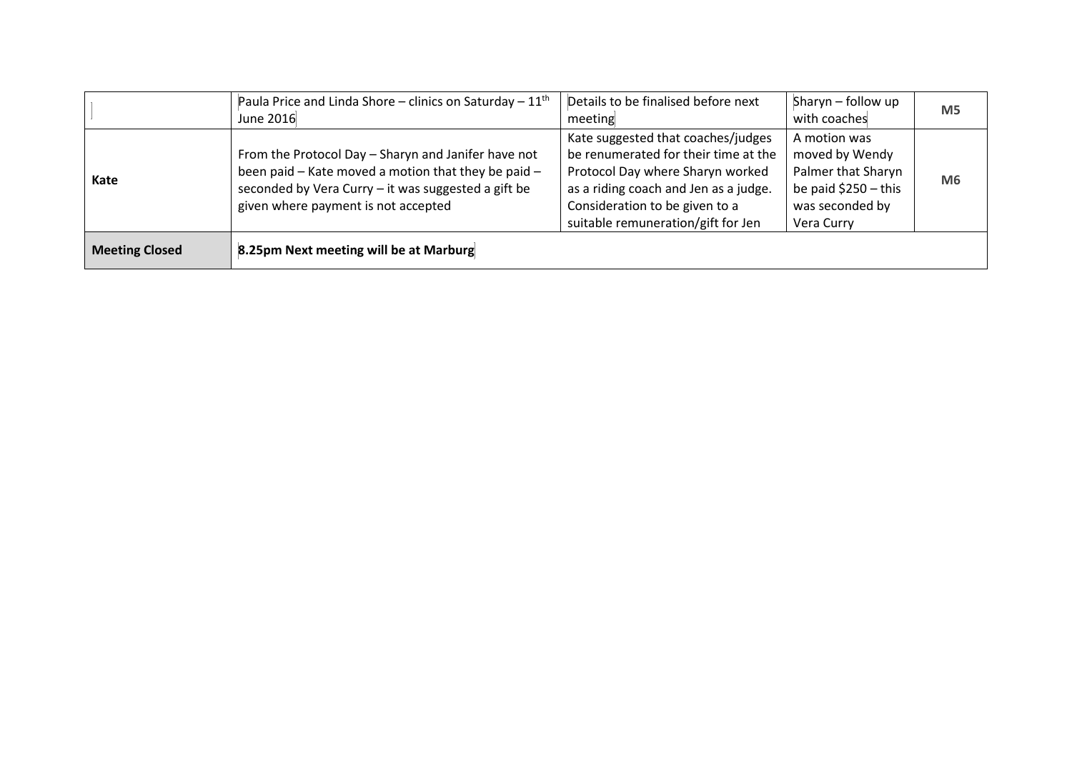| | | | | |
|---|---|---|---|---|
| | Paula Price and Linda Shore – clinics on Saturday – 11th June 2016 | Details to be finalised before next meeting | Sharyn – follow up with coaches | **M5** |
| **Kate** | From the Protocol Day – Sharyn and Janifer have not been paid – Kate moved a motion that they be paid – seconded by Vera Curry – it was suggested a gift be given where payment is not accepted | Kate suggested that coaches/judges be renumerated for their time at the Protocol Day where Sharyn worked as a riding coach and Jen as a judge. Consideration to be given to a suitable remuneration/gift for Jen | A motion was moved by Wendy Palmer that Sharyn be paid $250 – this was seconded by Vera Curry | **M6** |
| **Meeting Closed** | **8.25pm Next meeting will be at Marburg** | | | |